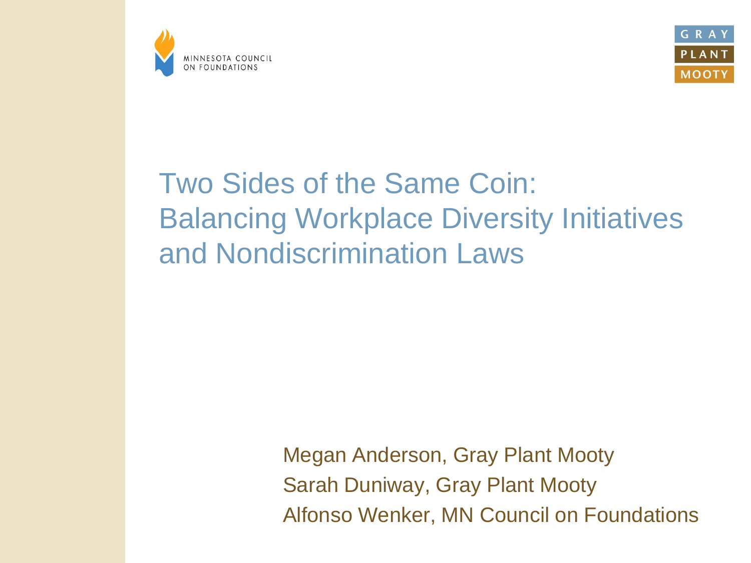MINNESOTA COUNCIL ON FOUNDATIONS

GRAY PLANT MOOTY

# Two Sides of the Same Coin: Balancing Workplace Diversity Initiatives and Nondiscrimination Laws

Megan Anderson, Gray Plant Mooty
Sarah Duniway, Gray Plant Mooty
Alfonso Wenker, MN Council on Foundations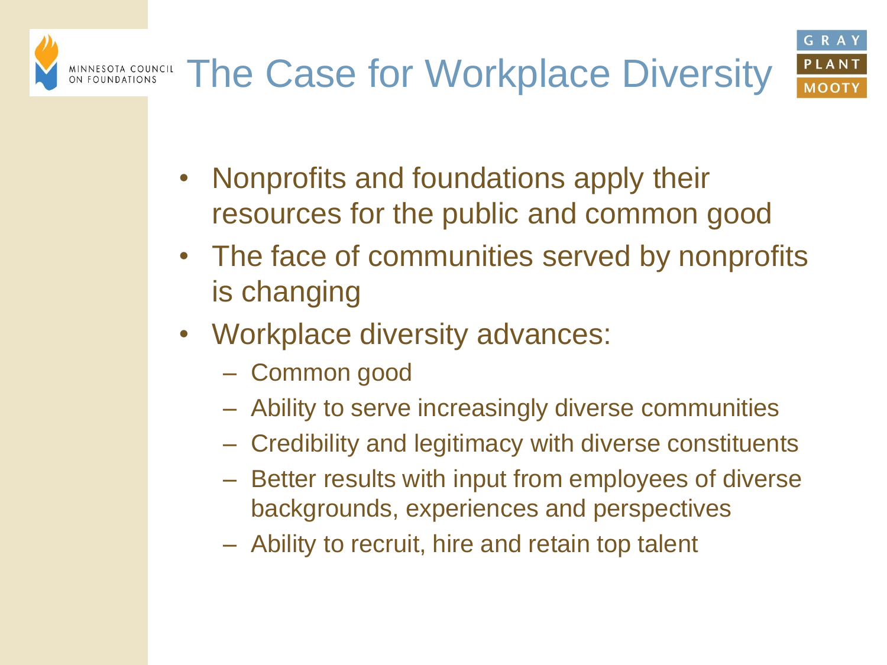# The Case for Workplace Diversity

- Nonprofits and foundations apply their resources for the public and common good
- The face of communities served by nonprofits is changing
- Workplace diversity advances:
  - Common good
  - Ability to serve increasingly diverse communities
  - Credibility and legitimacy with diverse constituents
  - Better results with input from employees of diverse backgrounds, experiences and perspectives
  - Ability to recruit, hire and retain top talent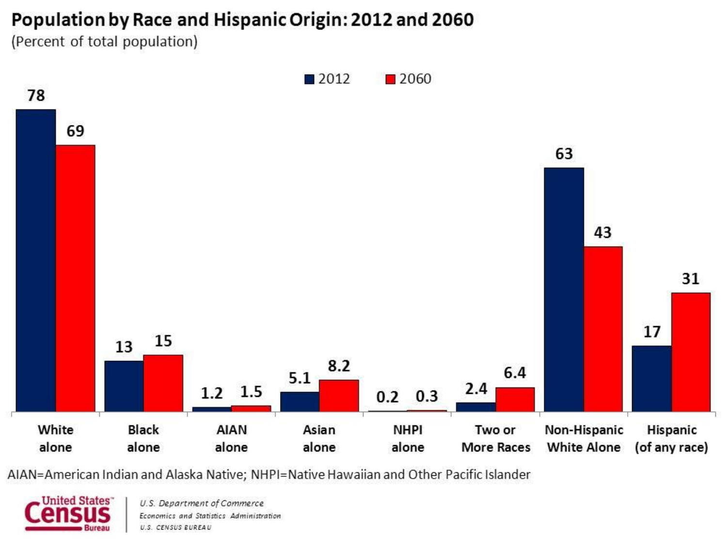# Population by Race and Hispanic Origin: 2012 and 2060

(Percent of total population)

| | 2012 | 2060 |
|---|---|---|
| White alone | 78 | 69 |
| Black alone | 13 | 15 |
| AIAN alone | 1.2 | 1.5 |
| Asian alone | 5.1 | 8.2 |
| NHPI alone | 0.2 | 0.3 |
| Two or More Races | 2.4 | 6.4 |
| Non-Hispanic White Alone | 63 | 43 |
| Hispanic (of any race) | 17 | 31 |

AIAN=American Indian and Alaska Native; NHPI=Native Hawaiian and Other Pacific Islander

United States Census Bureau

*U.S. Department of Commerce*
*Economics and Statistics Administration*
*U.S. CENSUS BUREAU*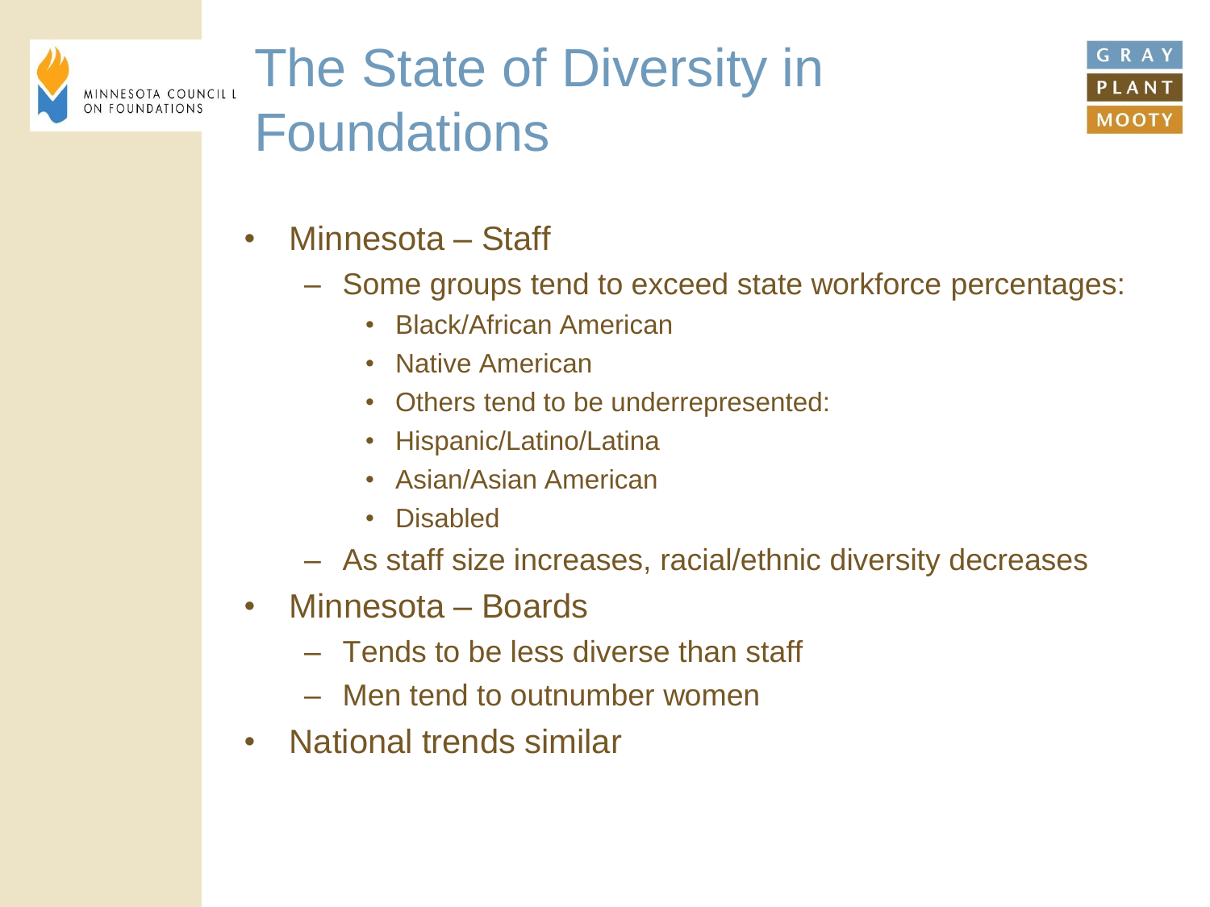# The State of Diversity in Foundations

- Minnesota – Staff
  - Some groups tend to exceed state workforce percentages:
    - Black/African American
    - Native American
    - Others tend to be underrepresented:
    - Hispanic/Latino/Latina
    - Asian/Asian American
    - Disabled
  - As staff size increases, racial/ethnic diversity decreases
- Minnesota – Boards
  - Tends to be less diverse than staff
  - Men tend to outnumber women
- National trends similar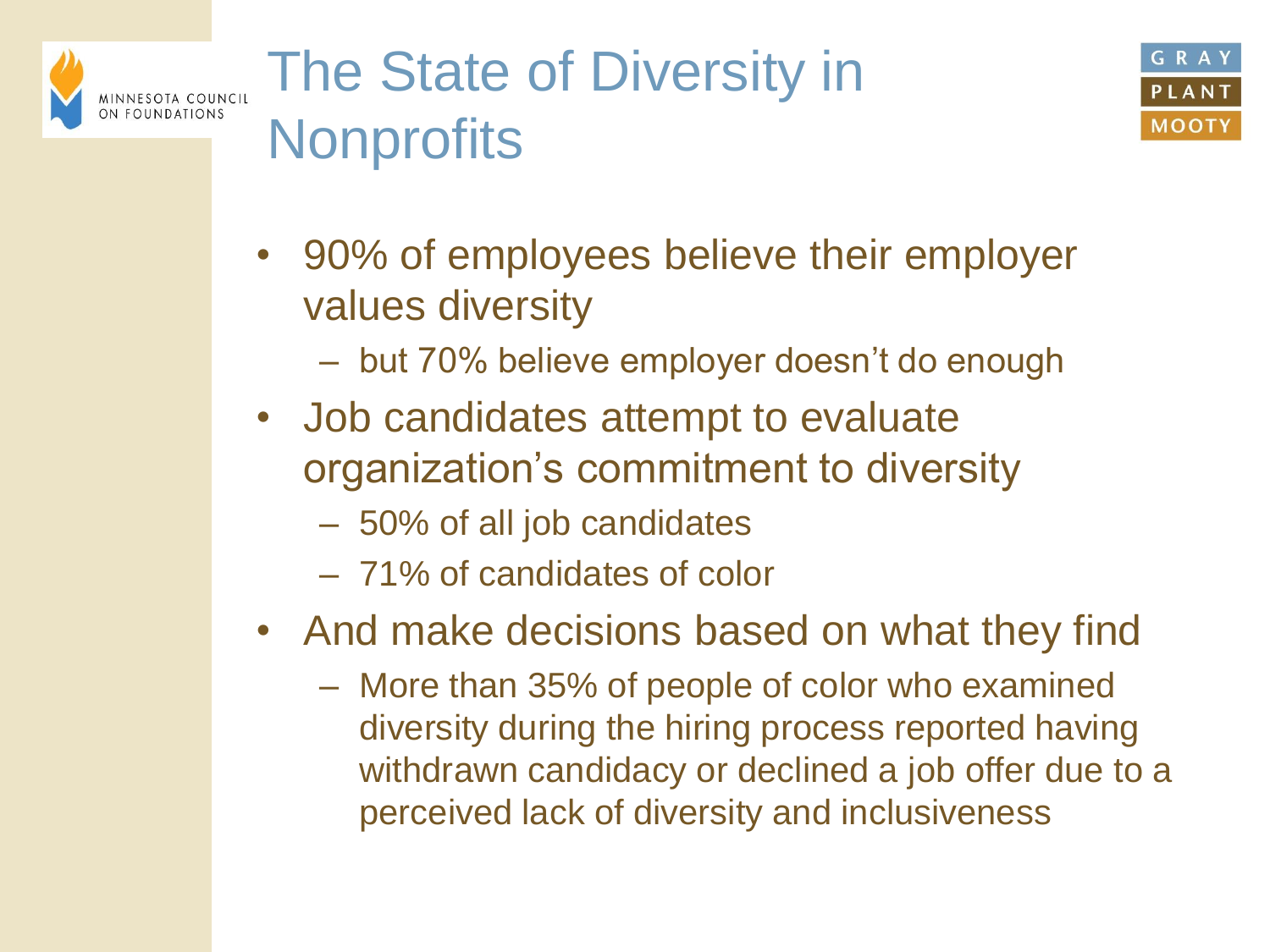# The State of Diversity in Nonprofits

- 90% of employees believe their employer values diversity
  - but 70% believe employer doesn't do enough
- Job candidates attempt to evaluate organization's commitment to diversity
  - 50% of all job candidates
  - 71% of candidates of color
- And make decisions based on what they find
  - More than 35% of people of color who examined diversity during the hiring process reported having withdrawn candidacy or declined a job offer due to a perceived lack of diversity and inclusiveness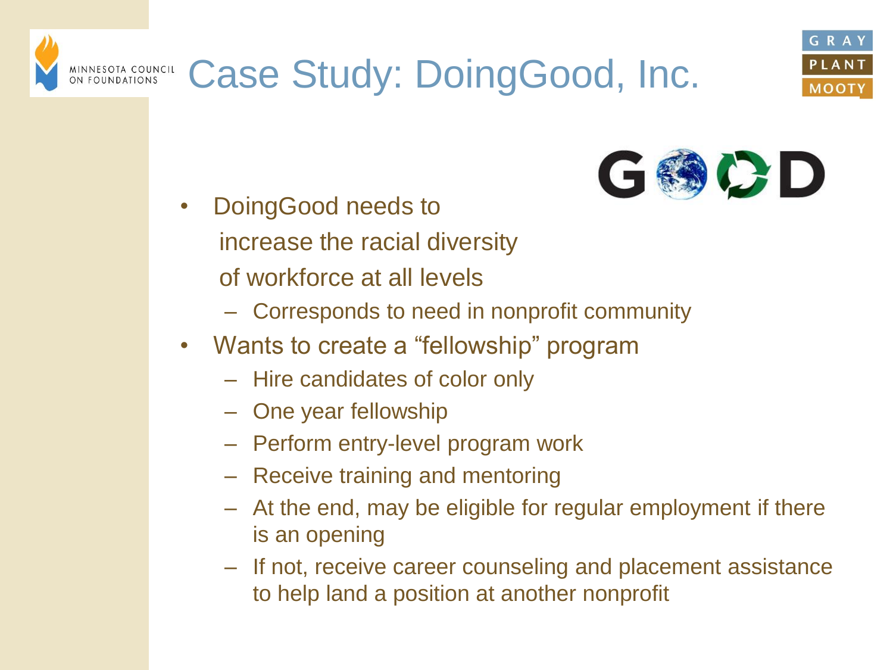# Case Study: DoingGood, Inc.

- DoingGood needs to increase the racial diversity of workforce at all levels
  - Corresponds to need in nonprofit community
- Wants to create a "fellowship" program
  - Hire candidates of color only
  - One year fellowship
  - Perform entry-level program work
  - Receive training and mentoring
  - At the end, may be eligible for regular employment if there is an opening
  - If not, receive career counseling and placement assistance to help land a position at another nonprofit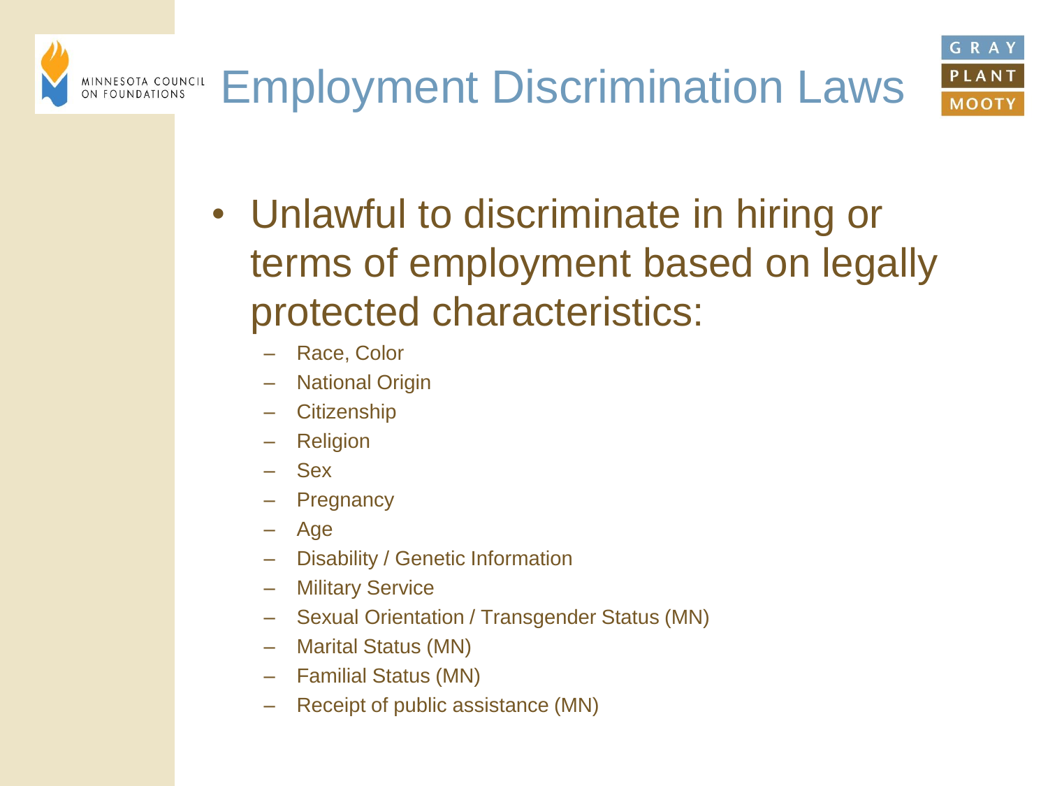# Employment Discrimination Laws

- Unlawful to discriminate in hiring or terms of employment based on legally protected characteristics:
  - Race, Color
  - National Origin
  - Citizenship
  - Religion
  - Sex
  - Pregnancy
  - Age
  - Disability / Genetic Information
  - Military Service
  - Sexual Orientation / Transgender Status (MN)
  - Marital Status (MN)
  - Familial Status (MN)
  - Receipt of public assistance (MN)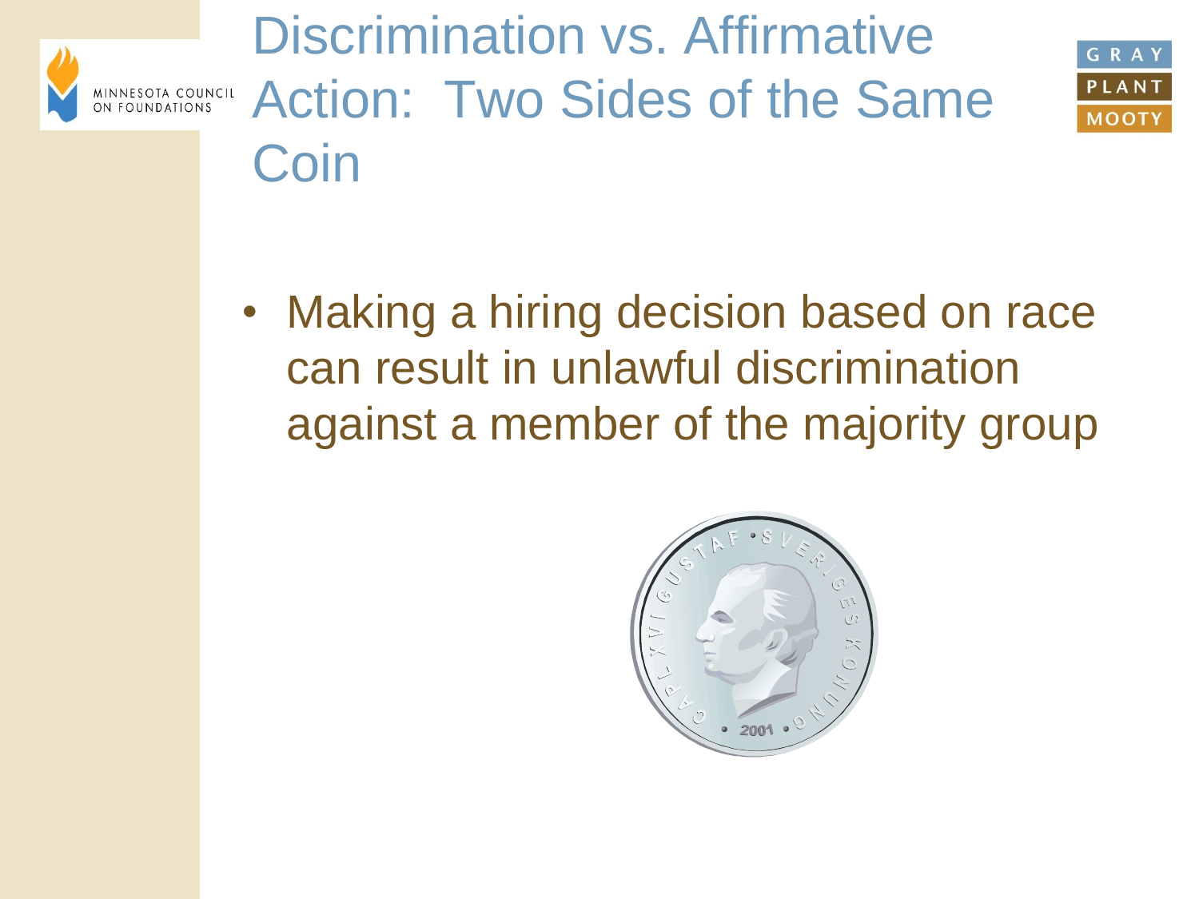# Discrimination vs. Affirmative Action: Two Sides of the Same Coin

- Making a hiring decision based on race can result in unlawful discrimination against a member of the majority group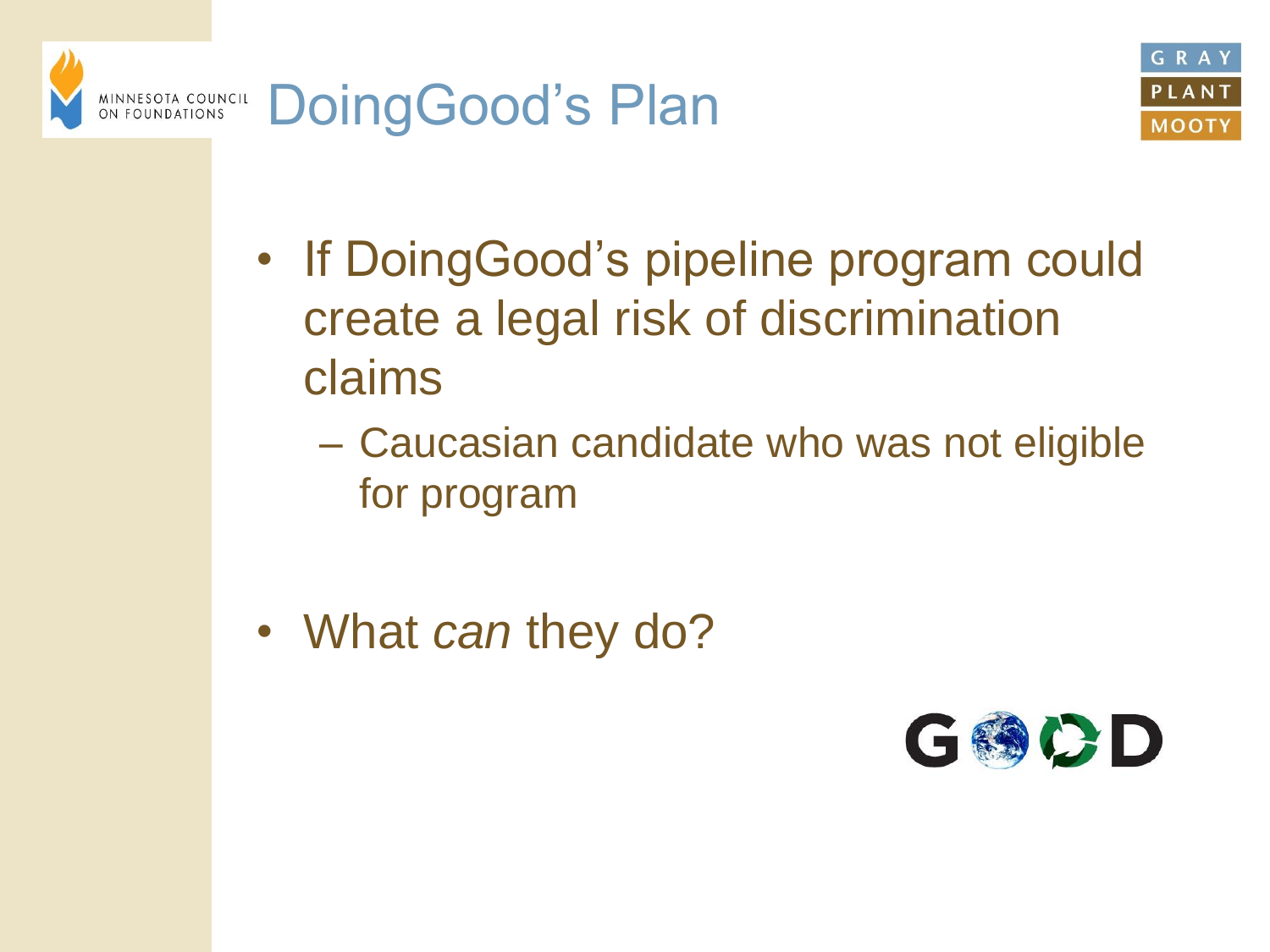# DoingGood's Plan

- If DoingGood's pipeline program could create a legal risk of discrimination claims
  - Caucasian candidate who was not eligible for program

- What *can* they do?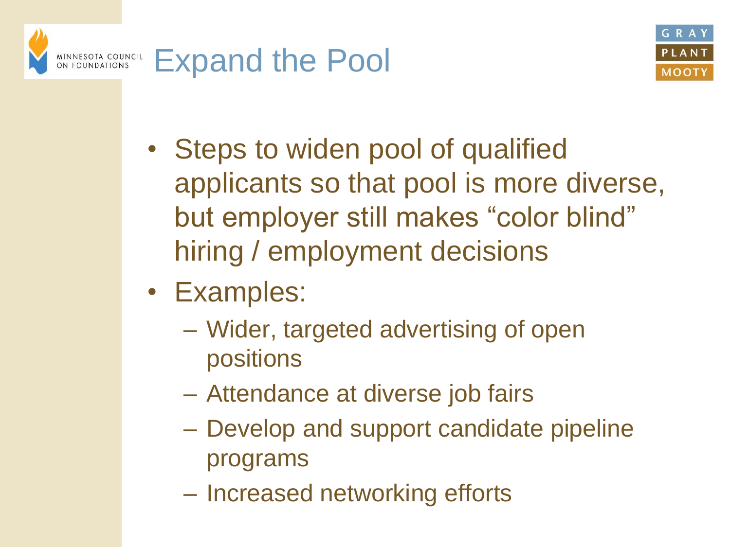# Expand the Pool

- Steps to widen pool of qualified applicants so that pool is more diverse, but employer still makes "color blind" hiring / employment decisions
- Examples:
  - Wider, targeted advertising of open positions
  - Attendance at diverse job fairs
  - Develop and support candidate pipeline programs
  - Increased networking efforts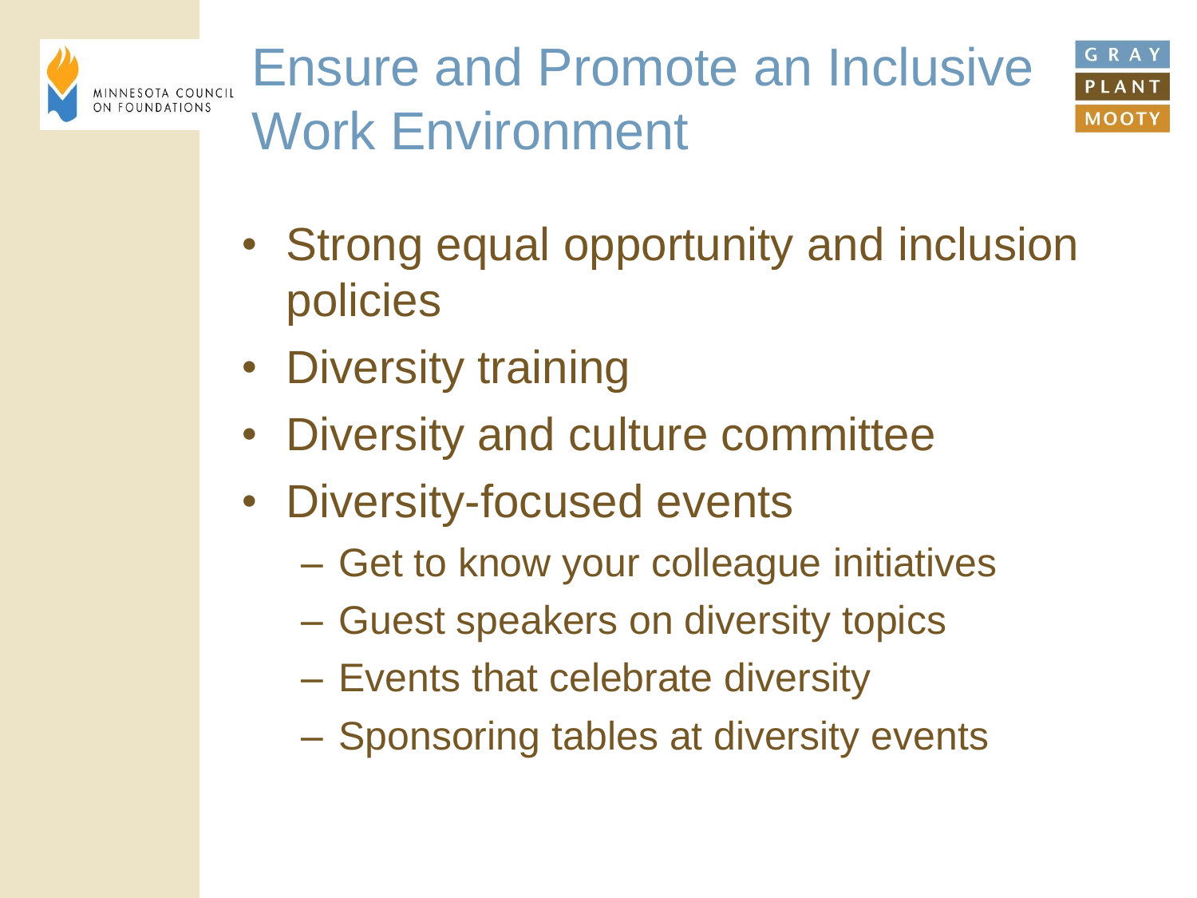# Ensure and Promote an Inclusive Work Environment

- Strong equal opportunity and inclusion policies
- Diversity training
- Diversity and culture committee
- Diversity-focused events
  - Get to know your colleague initiatives
  - Guest speakers on diversity topics
  - Events that celebrate diversity
  - Sponsoring tables at diversity events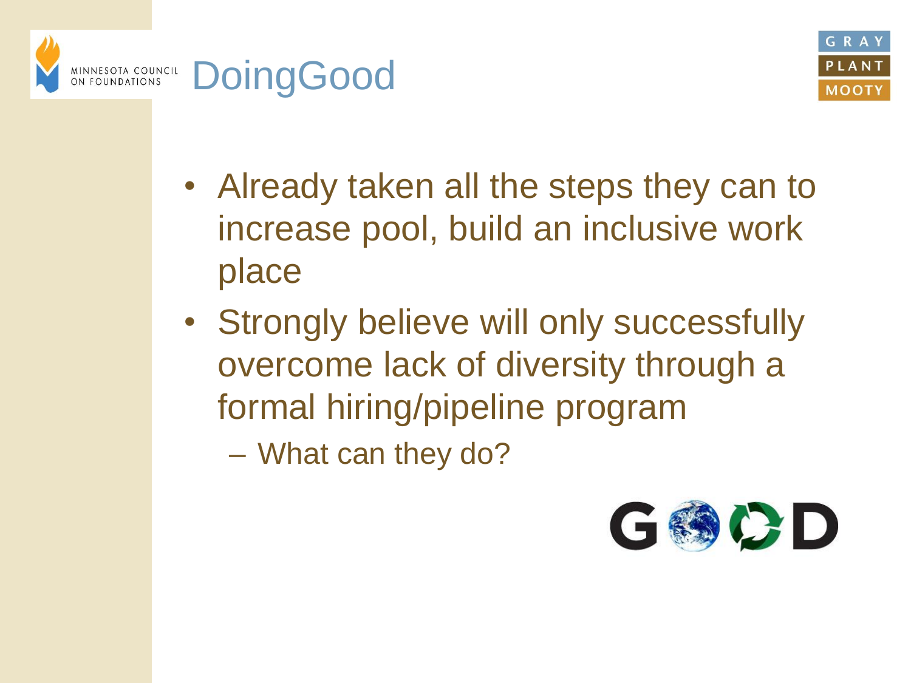- Already taken all the steps they can to increase pool, build an inclusive work place
- Strongly believe will only successfully overcome lack of diversity through a formal hiring/pipeline program
  - What can they do?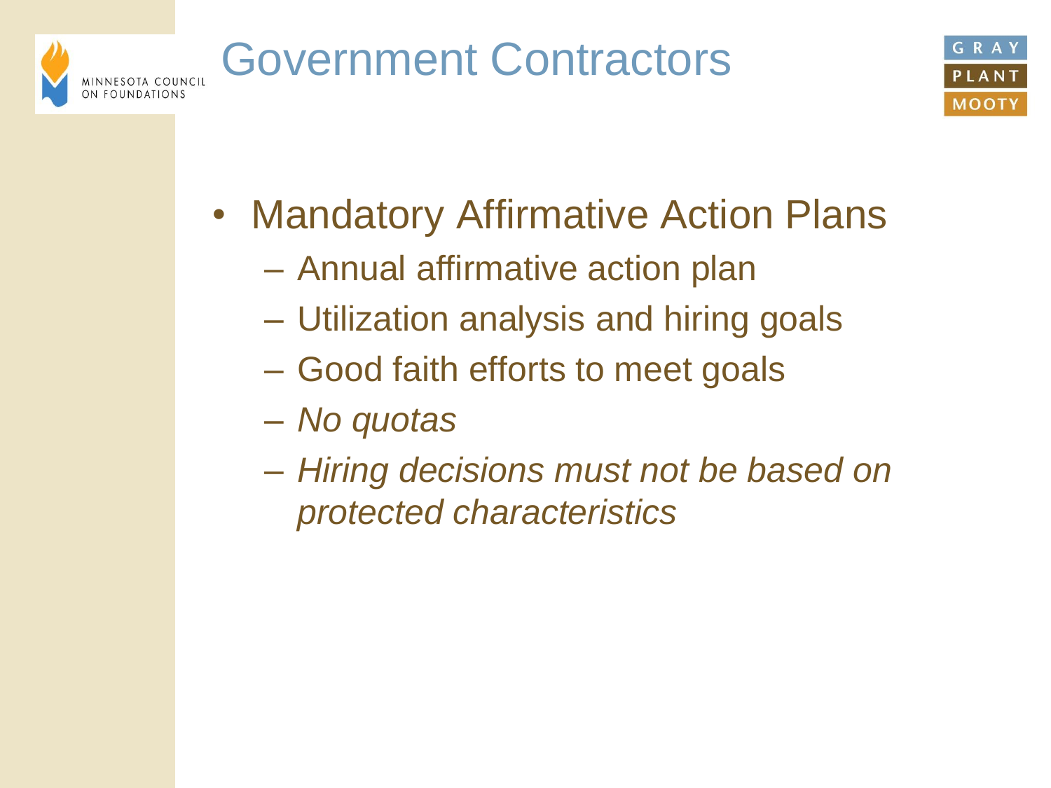# Government Contractors

- Mandatory Affirmative Action Plans
  - Annual affirmative action plan
  - Utilization analysis and hiring goals
  - Good faith efforts to meet goals
  - *No quotas*
  - *Hiring decisions must not be based on protected characteristics*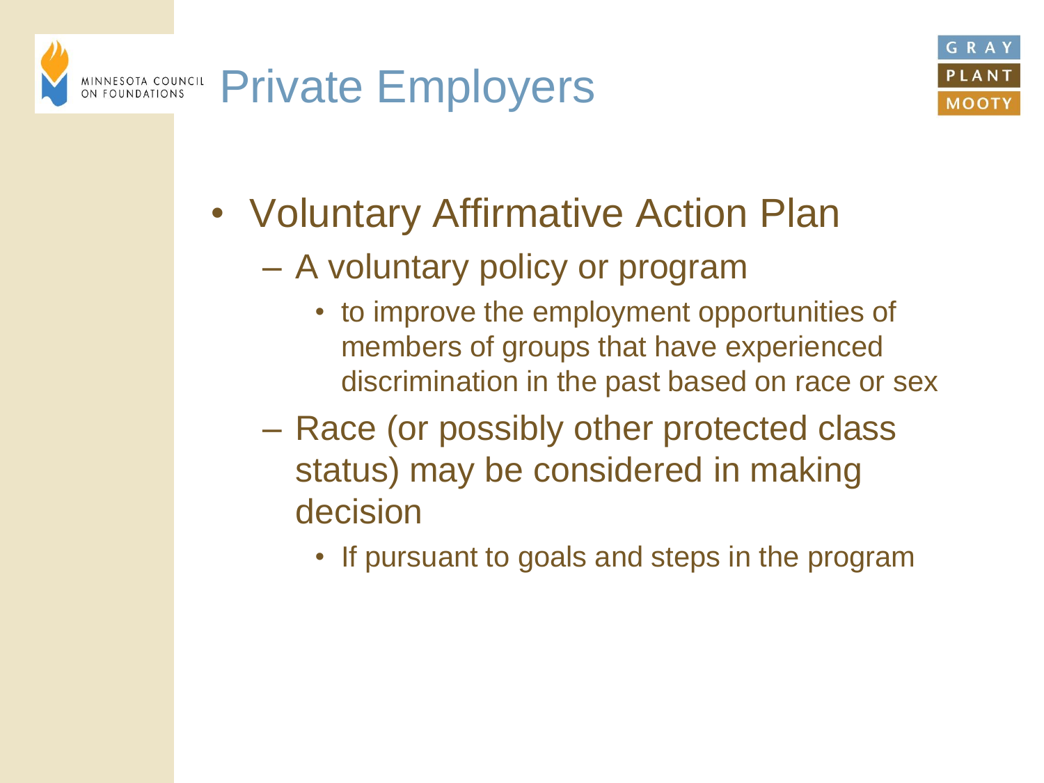# Private Employers

- Voluntary Affirmative Action Plan
  - A voluntary policy or program
    - to improve the employment opportunities of members of groups that have experienced discrimination in the past based on race or sex
  - Race (or possibly other protected class status) may be considered in making decision
    - If pursuant to goals and steps in the program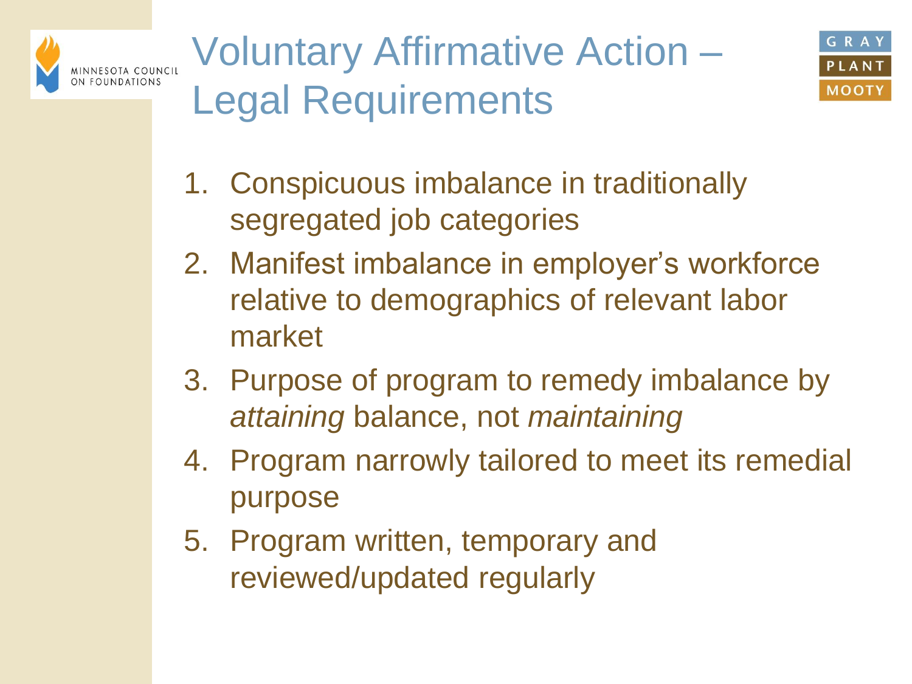# Voluntary Affirmative Action – Legal Requirements

1. Conspicuous imbalance in traditionally segregated job categories
2. Manifest imbalance in employer's workforce relative to demographics of relevant labor market
3. Purpose of program to remedy imbalance by *attaining* balance, not *maintaining*
4. Program narrowly tailored to meet its remedial purpose
5. Program written, temporary and reviewed/updated regularly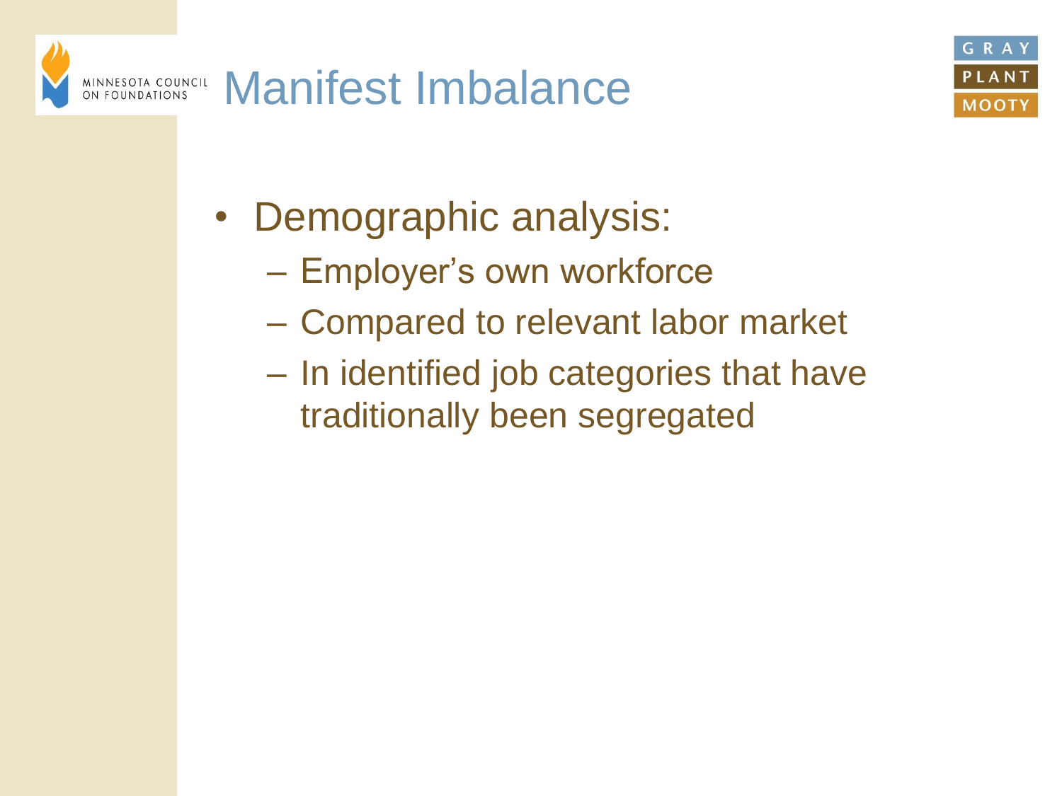# Manifest Imbalance

- Demographic analysis:
  - Employer's own workforce
  - Compared to relevant labor market
  - In identified job categories that have traditionally been segregated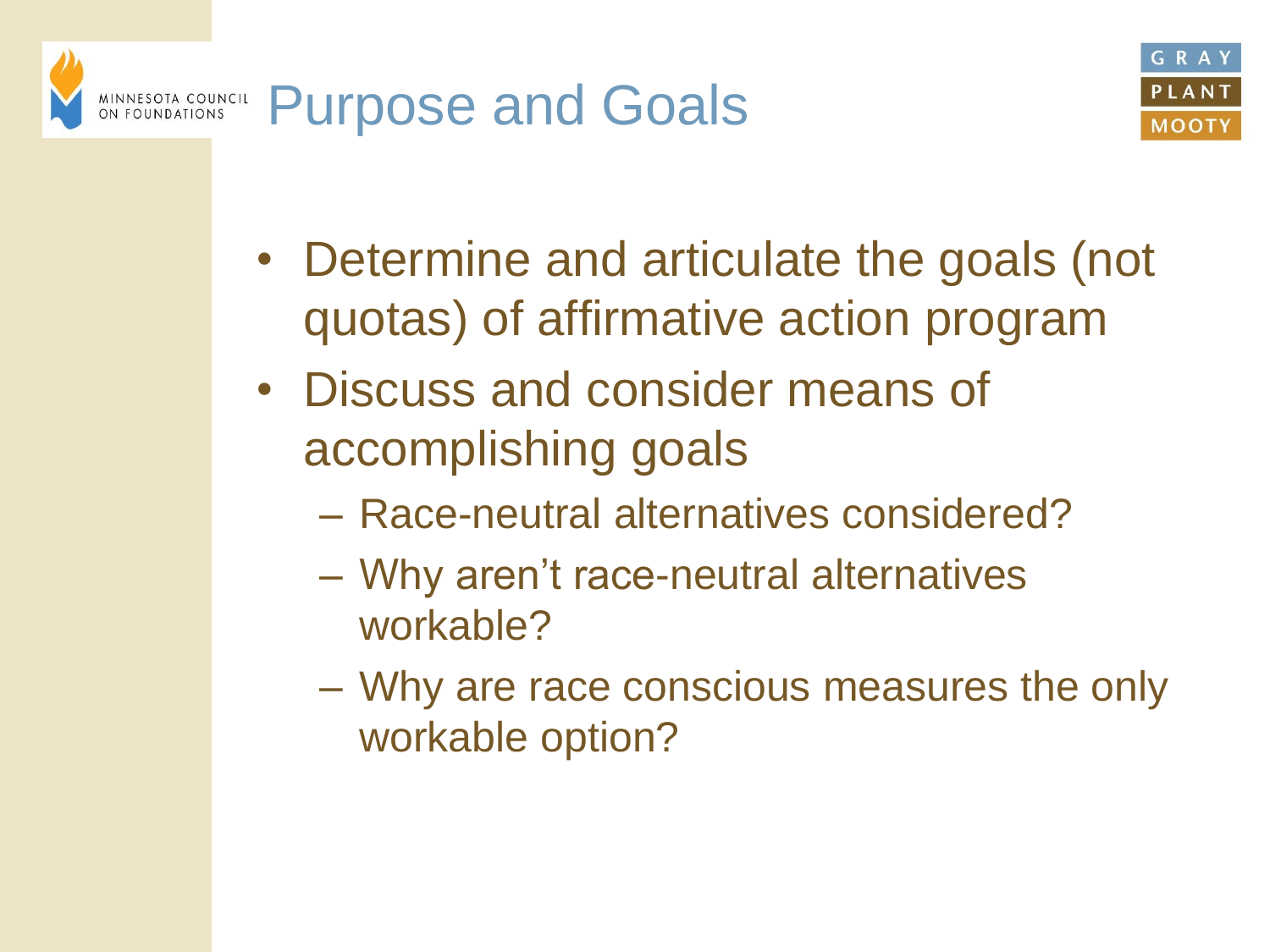# Purpose and Goals

- Determine and articulate the goals (not quotas) of affirmative action program
- Discuss and consider means of accomplishing goals
  - Race-neutral alternatives considered?
  - Why aren't race-neutral alternatives workable?
  - Why are race conscious measures the only workable option?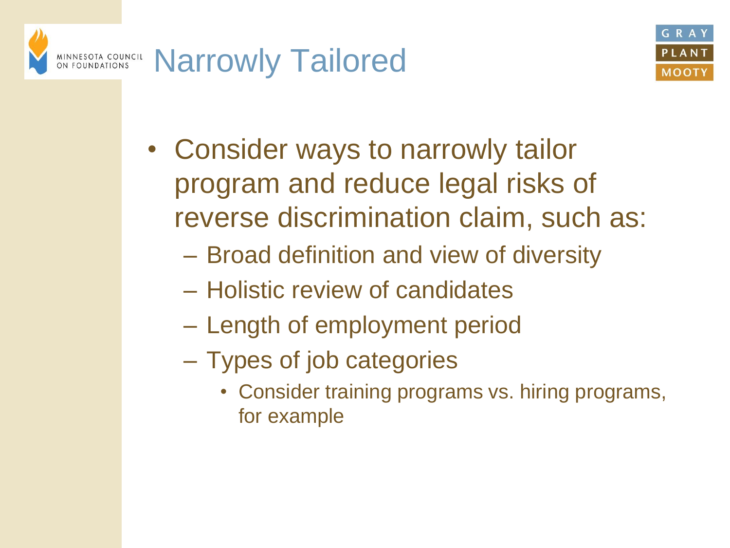# Narrowly Tailored

- Consider ways to narrowly tailor program and reduce legal risks of reverse discrimination claim, such as:
  - Broad definition and view of diversity
  - Holistic review of candidates
  - Length of employment period
  - Types of job categories
    - Consider training programs vs. hiring programs, for example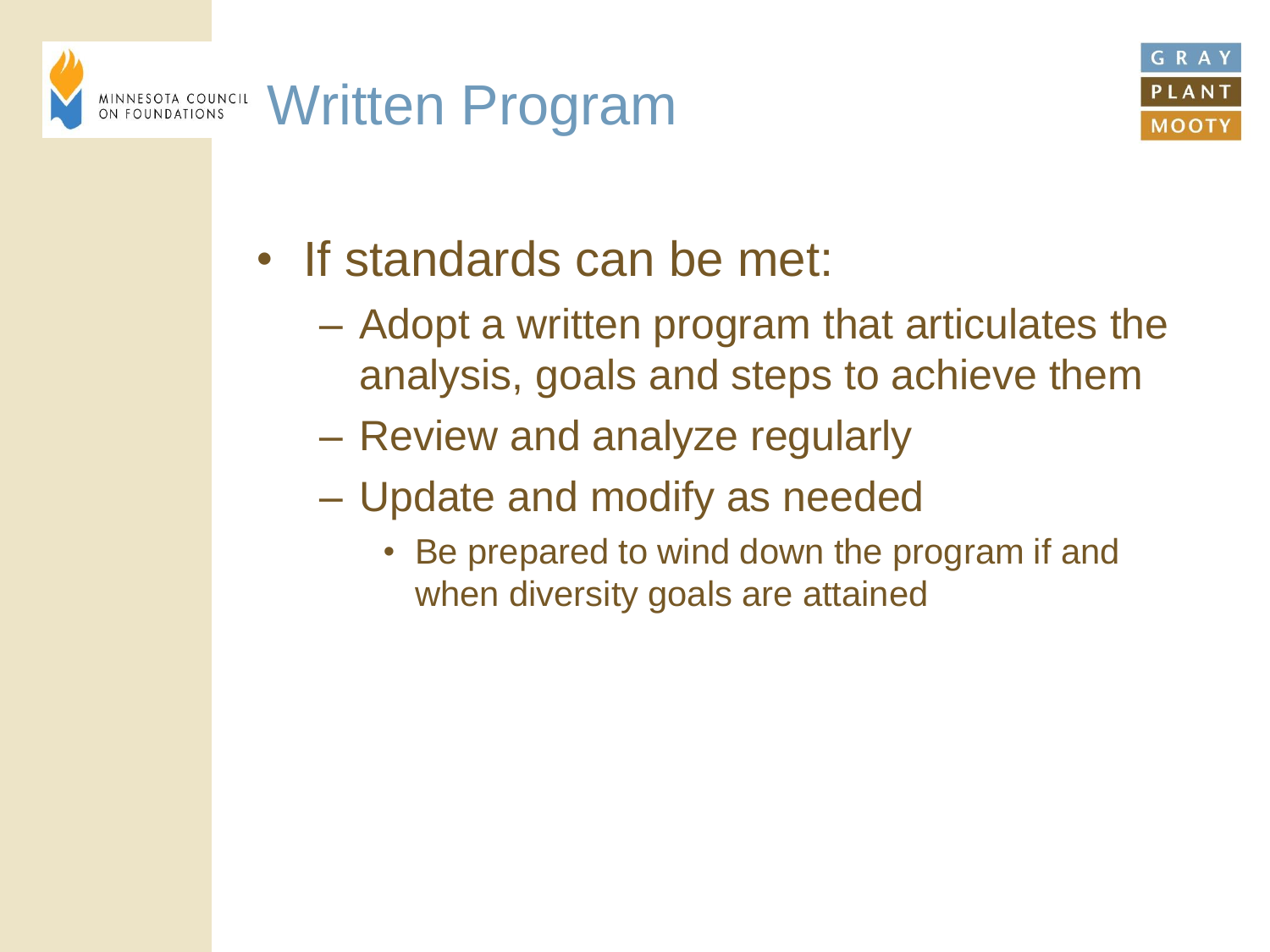# Written Program

- If standards can be met:
  - Adopt a written program that articulates the analysis, goals and steps to achieve them
  - Review and analyze regularly
  - Update and modify as needed
    - Be prepared to wind down the program if and when diversity goals are attained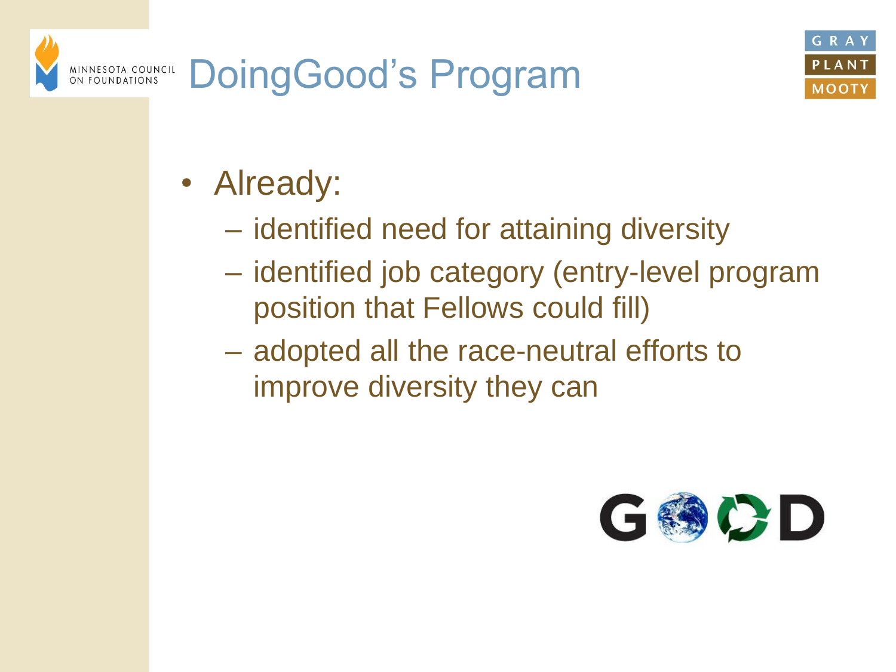# DoingGood's Program

- Already:
  - identified need for attaining diversity
  - identified job category (entry-level program position that Fellows could fill)
  - adopted all the race-neutral efforts to improve diversity they can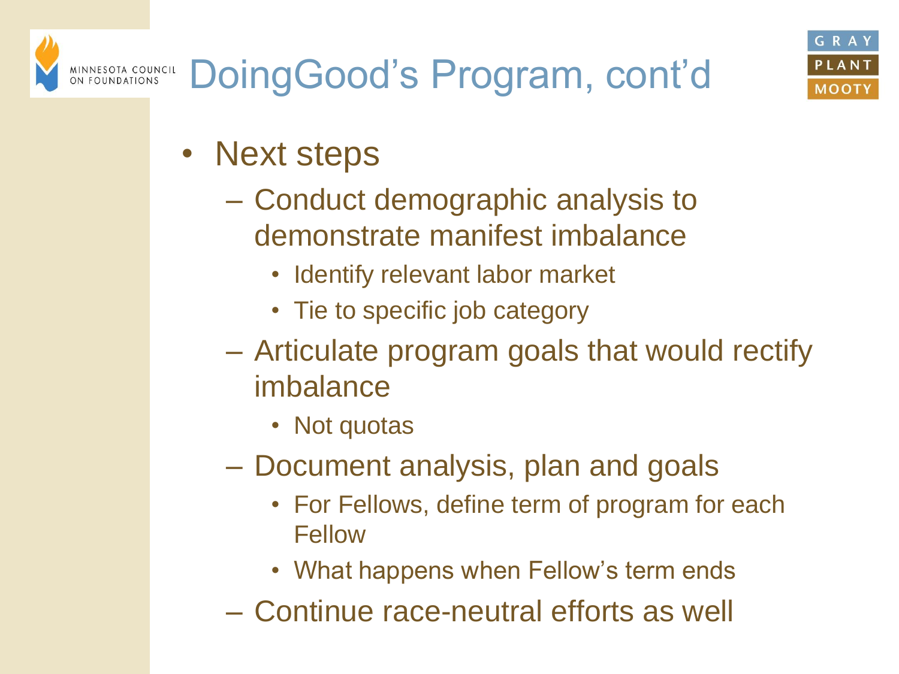# DoingGood's Program, cont'd

- Next steps
  - Conduct demographic analysis to demonstrate manifest imbalance
    - Identify relevant labor market
    - Tie to specific job category
  - Articulate program goals that would rectify imbalance
    - Not quotas
  - Document analysis, plan and goals
    - For Fellows, define term of program for each Fellow
    - What happens when Fellow's term ends
  - Continue race-neutral efforts as well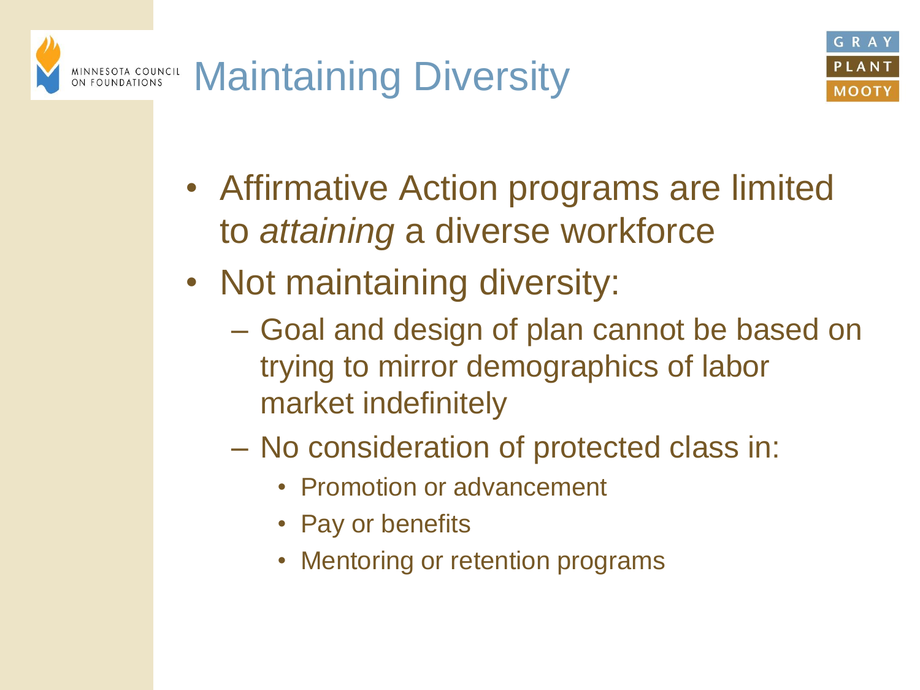# Maintaining Diversity

- Affirmative Action programs are limited to *attaining* a diverse workforce
- Not maintaining diversity:
  - Goal and design of plan cannot be based on trying to mirror demographics of labor market indefinitely
  - No consideration of protected class in:
    - Promotion or advancement
    - Pay or benefits
    - Mentoring or retention programs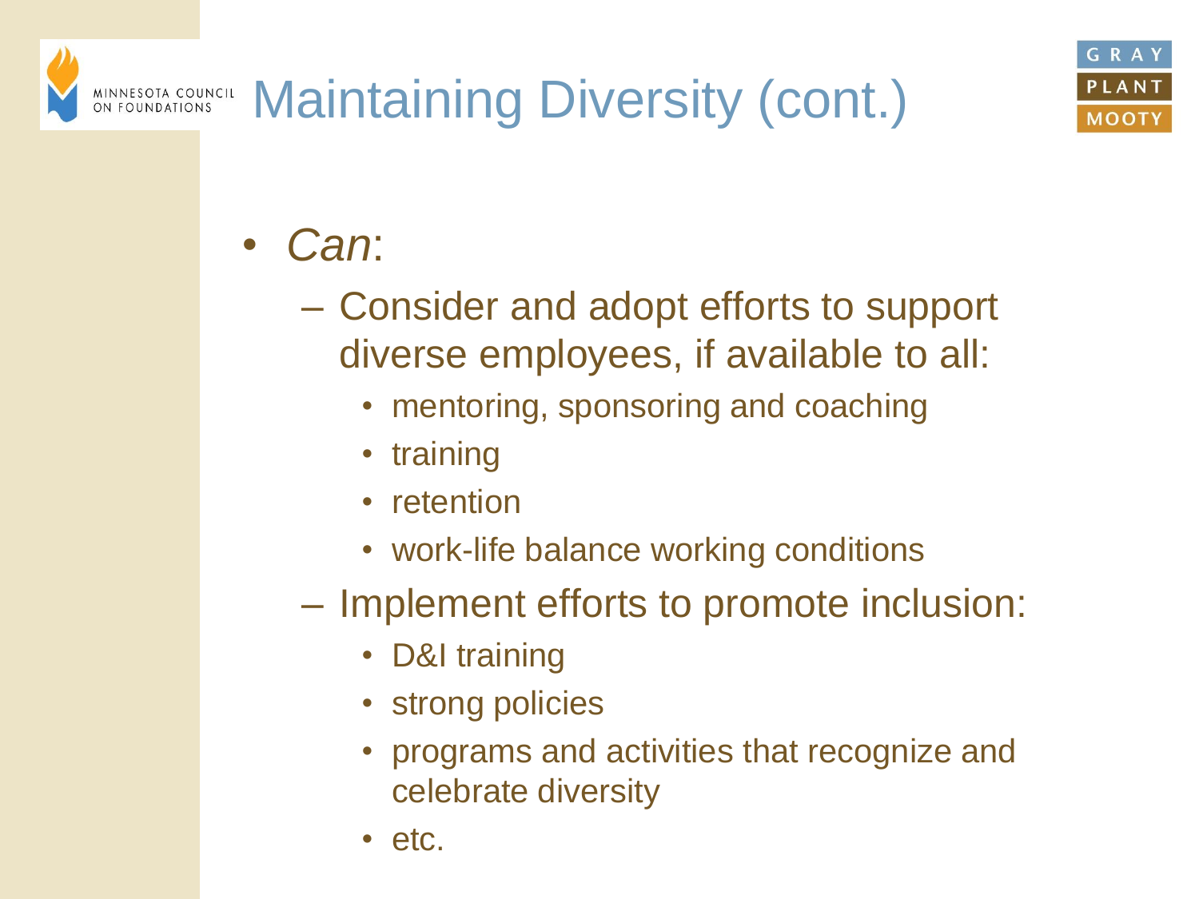# Maintaining Diversity (cont.)

- *Can*:
  - Consider and adopt efforts to support diverse employees, if available to all:
    - mentoring, sponsoring and coaching
    - training
    - retention
    - work-life balance working conditions
  - Implement efforts to promote inclusion:
    - D&I training
    - strong policies
    - programs and activities that recognize and celebrate diversity
    - etc.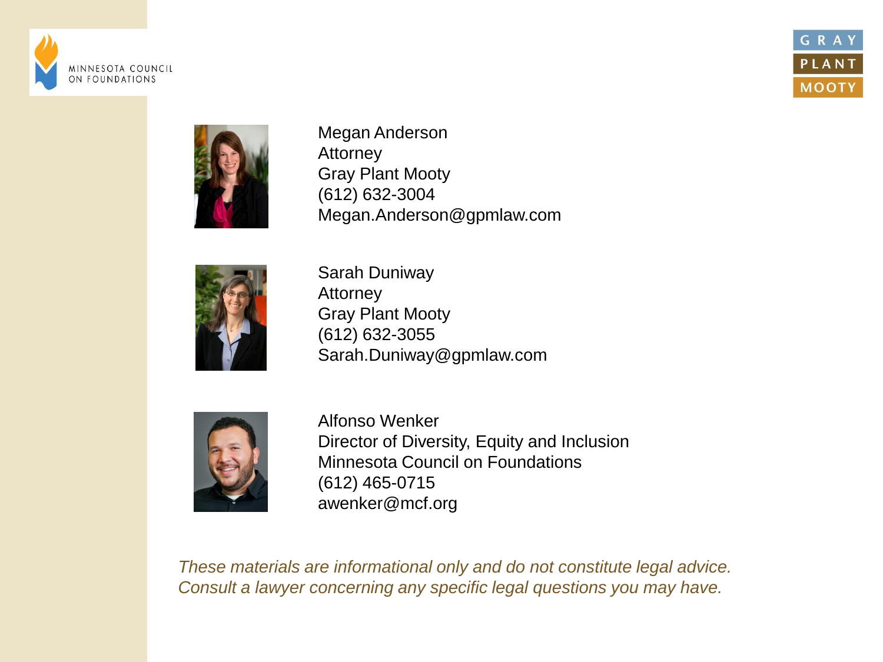MINNESOTA COUNCIL ON FOUNDATIONS

GRAY PLANT MOOTY

Megan Anderson
Attorney
Gray Plant Mooty
(612) 632-3004
Megan.Anderson@gpmlaw.com

Sarah Duniway
Attorney
Gray Plant Mooty
(612) 632-3055
Sarah.Duniway@gpmlaw.com

Alfonso Wenker
Director of Diversity, Equity and Inclusion
Minnesota Council on Foundations
(612) 465-0715
awenker@mcf.org

*These materials are informational only and do not constitute legal advice. Consult a lawyer concerning any specific legal questions you may have.*